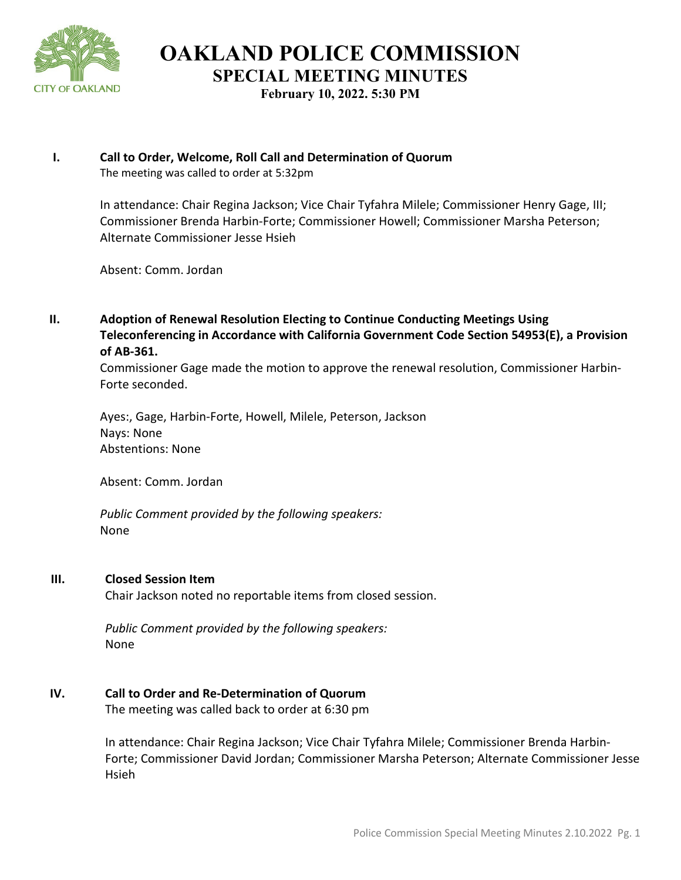# OAKLAND POLICE COMMISSION

## SPECIAL MEETING MINUTES

**February 10, 2022. 5:30 PM**

**I. Call to Order, Welcome, Roll Call and Determination of Quorum**

The meeting was called to order at 5:32pm

In attendance: Chair Regina Jackson; Vice Chair Tyfahra Milele; Commissioner Henry Gage, III; Commissioner Brenda Harbin-Forte; Commissioner Howell; Commissioner Marsha Peterson; Alternate Commissioner Jesse Hsieh

Absent: Comm. Jordan

**II. Adoption of Renewal Resolution Electing to Continue Conducting Meetings Using Teleconferencing in Accordance with California Government Code Section 54953(E), a Provision of AB-361.**

Commissioner Gage made the motion to approve the renewal resolution, Commissioner Harbin-Forte seconded.

Ayes:, Gage, Harbin-Forte, Howell, Milele, Peterson, Jackson
Nays: None
Abstentions: None

Absent: Comm. Jordan

*Public Comment provided by the following speakers:*
None

**III. Closed Session Item**

Chair Jackson noted no reportable items from closed session.

*Public Comment provided by the following speakers:*
None

**IV. Call to Order and Re-Determination of Quorum**

The meeting was called back to order at 6:30 pm

In attendance: Chair Regina Jackson; Vice Chair Tyfahra Milele; Commissioner Brenda Harbin-Forte; Commissioner David Jordan; Commissioner Marsha Peterson; Alternate Commissioner Jesse Hsieh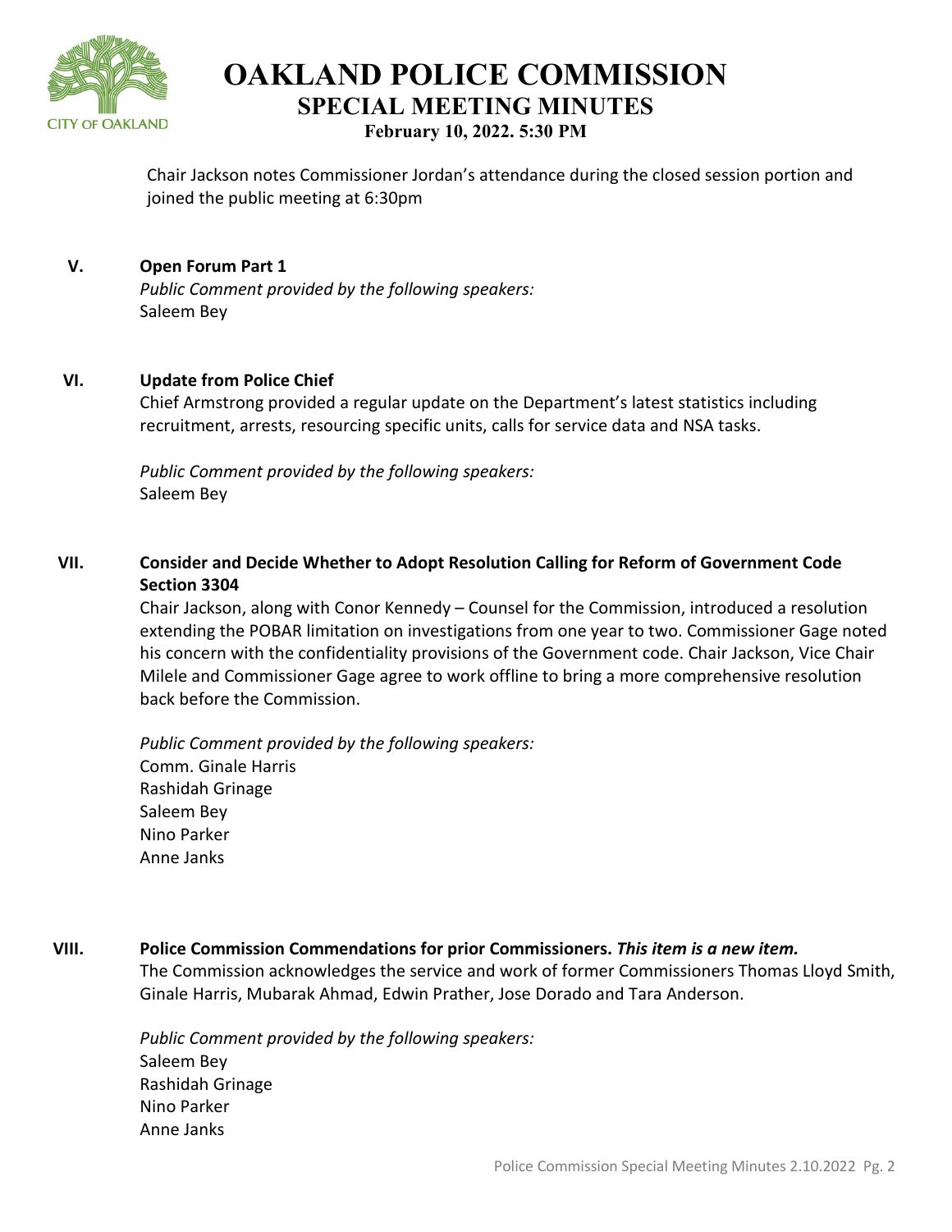Chair Jackson notes Commissioner Jordan's attendance during the closed session portion and joined the public meeting at 6:30pm

## V. Open Forum Part 1

*Public Comment provided by the following speakers:*
Saleem Bey

## VI. Update from Police Chief

Chief Armstrong provided a regular update on the Department's latest statistics including recruitment, arrests, resourcing specific units, calls for service data and NSA tasks.

*Public Comment provided by the following speakers:*
Saleem Bey

## VII. Consider and Decide Whether to Adopt Resolution Calling for Reform of Government Code Section 3304

Chair Jackson, along with Conor Kennedy – Counsel for the Commission, introduced a resolution extending the POBAR limitation on investigations from one year to two. Commissioner Gage noted his concern with the confidentiality provisions of the Government code. Chair Jackson, Vice Chair Milele and Commissioner Gage agree to work offline to bring a more comprehensive resolution back before the Commission.

*Public Comment provided by the following speakers:*
Comm. Ginale Harris
Rashidah Grinage
Saleem Bey
Nino Parker
Anne Janks

## VIII. Police Commission Commendations for prior Commissioners. *This item is a new item.*

The Commission acknowledges the service and work of former Commissioners Thomas Lloyd Smith, Ginale Harris, Mubarak Ahmad, Edwin Prather, Jose Dorado and Tara Anderson.

*Public Comment provided by the following speakers:*
Saleem Bey
Rashidah Grinage
Nino Parker
Anne Janks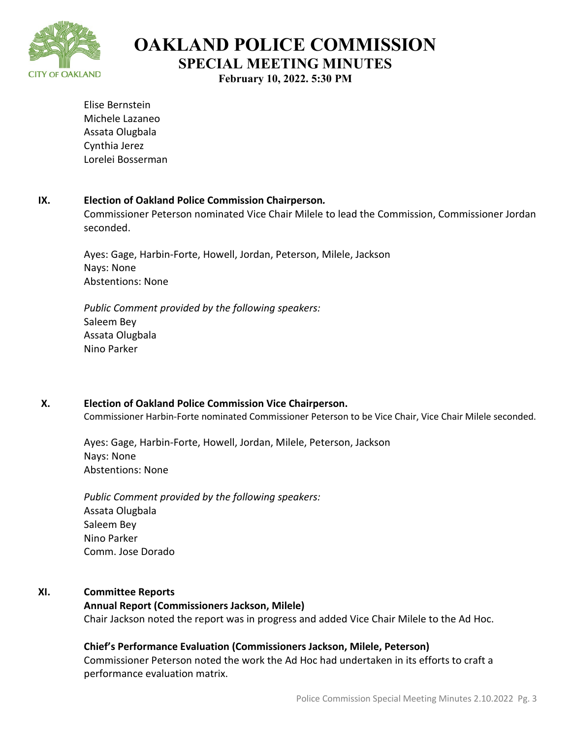Elise Bernstein
Michele Lazaneo
Assata Olugbala
Cynthia Jerez
Lorelei Bosserman

## IX. Election of Oakland Police Commission Chairperson*.*

Commissioner Peterson nominated Vice Chair Milele to lead the Commission, Commissioner Jordan seconded.

Ayes: Gage, Harbin-Forte, Howell, Jordan, Peterson, Milele, Jackson
Nays: None
Abstentions: None

*Public Comment provided by the following speakers:*
Saleem Bey
Assata Olugbala
Nino Parker

## X. Election of Oakland Police Commission Vice Chairperson.

Commissioner Harbin-Forte nominated Commissioner Peterson to be Vice Chair, Vice Chair Milele seconded.

Ayes: Gage, Harbin-Forte, Howell, Jordan, Milele, Peterson, Jackson
Nays: None
Abstentions: None

*Public Comment provided by the following speakers:*
Assata Olugbala
Saleem Bey
Nino Parker
Comm. Jose Dorado

## XI. Committee Reports

**Annual Report (Commissioners Jackson, Milele)**

Chair Jackson noted the report was in progress and added Vice Chair Milele to the Ad Hoc.

**Chief's Performance Evaluation (Commissioners Jackson, Milele, Peterson)**

Commissioner Peterson noted the work the Ad Hoc had undertaken in its efforts to craft a performance evaluation matrix.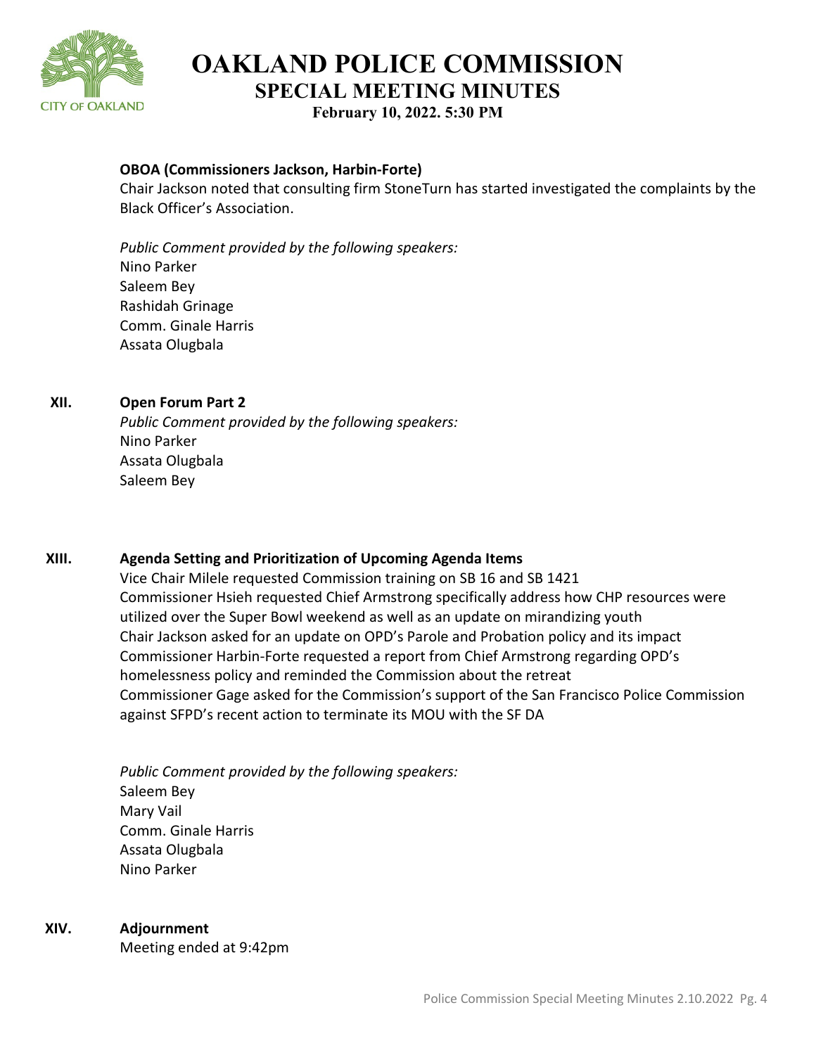# OAKLAND POLICE COMMISSION
## SPECIAL MEETING MINUTES
### February 10, 2022. 5:30 PM

**OBOA (Commissioners Jackson, Harbin-Forte)**

Chair Jackson noted that consulting firm StoneTurn has started investigated the complaints by the Black Officer's Association.

*Public Comment provided by the following speakers:*
Nino Parker
Saleem Bey
Rashidah Grinage
Comm. Ginale Harris
Assata Olugbala

**XII. Open Forum Part 2**

*Public Comment provided by the following speakers:*
Nino Parker
Assata Olugbala
Saleem Bey

**XIII. Agenda Setting and Prioritization of Upcoming Agenda Items**

Vice Chair Milele requested Commission training on SB 16 and SB 1421
Commissioner Hsieh requested Chief Armstrong specifically address how CHP resources were utilized over the Super Bowl weekend as well as an update on mirandizing youth
Chair Jackson asked for an update on OPD's Parole and Probation policy and its impact
Commissioner Harbin-Forte requested a report from Chief Armstrong regarding OPD's homelessness policy and reminded the Commission about the retreat
Commissioner Gage asked for the Commission's support of the San Francisco Police Commission against SFPD's recent action to terminate its MOU with the SF DA

*Public Comment provided by the following speakers:*
Saleem Bey
Mary Vail
Comm. Ginale Harris
Assata Olugbala
Nino Parker

**XIV. Adjournment**

Meeting ended at 9:42pm